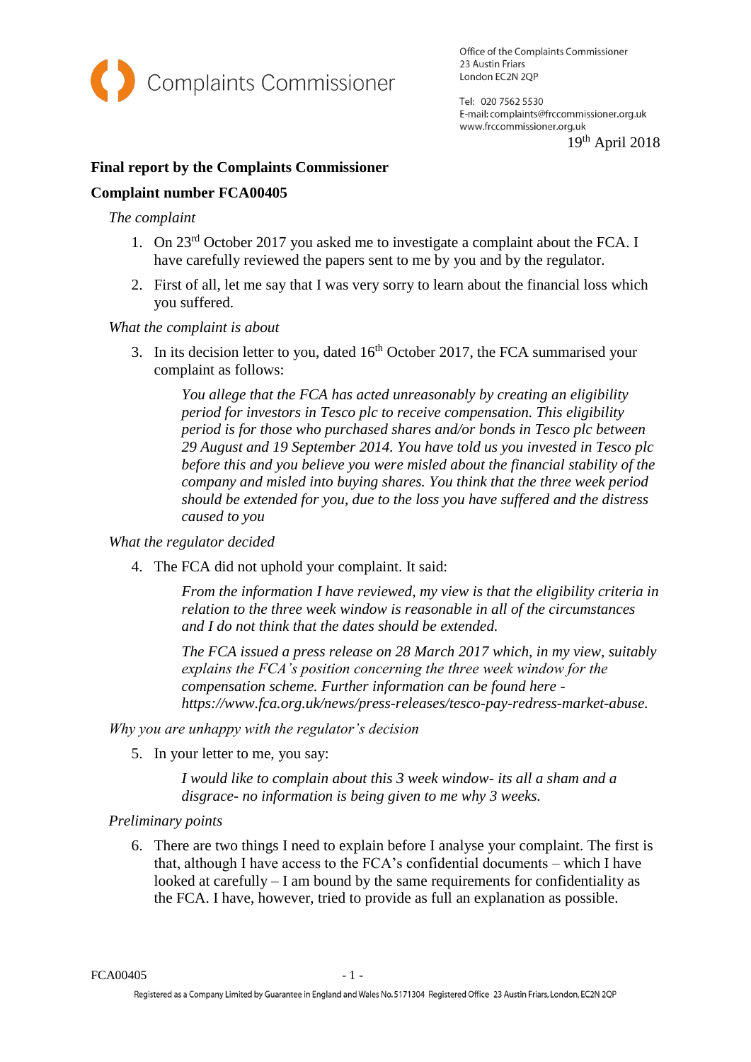Complaints Commissioner

Office of the Complaints Commissioner
23 Austin Friars
London EC2N 2QP

Tel: 020 7562 5530
E-mail: complaints@frccommissioner.org.uk
www.frccommissioner.org.uk

19th April 2018

**Final report by the Complaints Commissioner**

**Complaint number FCA00405**

*The complaint*

1. On 23rd October 2017 you asked me to investigate a complaint about the FCA. I have carefully reviewed the papers sent to me by you and by the regulator.
2. First of all, let me say that I was very sorry to learn about the financial loss which you suffered.

*What the complaint is about*

3. In its decision letter to you, dated 16th October 2017, the FCA summarised your complaint as follows:

   *You allege that the FCA has acted unreasonably by creating an eligibility period for investors in Tesco plc to receive compensation. This eligibility period is for those who purchased shares and/or bonds in Tesco plc between 29 August and 19 September 2014. You have told us you invested in Tesco plc before this and you believe you were misled about the financial stability of the company and misled into buying shares. You think that the three week period should be extended for you, due to the loss you have suffered and the distress caused to you*

*What the regulator decided*

4. The FCA did not uphold your complaint. It said:

   *From the information I have reviewed, my view is that the eligibility criteria in relation to the three week window is reasonable in all of the circumstances and I do not think that the dates should be extended.*

   *The FCA issued a press release on 28 March 2017 which, in my view, suitably explains the FCA's position concerning the three week window for the compensation scheme. Further information can be found here - https://www.fca.org.uk/news/press-releases/tesco-pay-redress-market-abuse.*

*Why you are unhappy with the regulator's decision*

5. In your letter to me, you say:

   *I would like to complain about this 3 week window- its all a sham and a disgrace- no information is being given to me why 3 weeks.*

*Preliminary points*

6. There are two things I need to explain before I analyse your complaint. The first is that, although I have access to the FCA's confidential documents – which I have looked at carefully – I am bound by the same requirements for confidentiality as the FCA. I have, however, tried to provide as full an explanation as possible.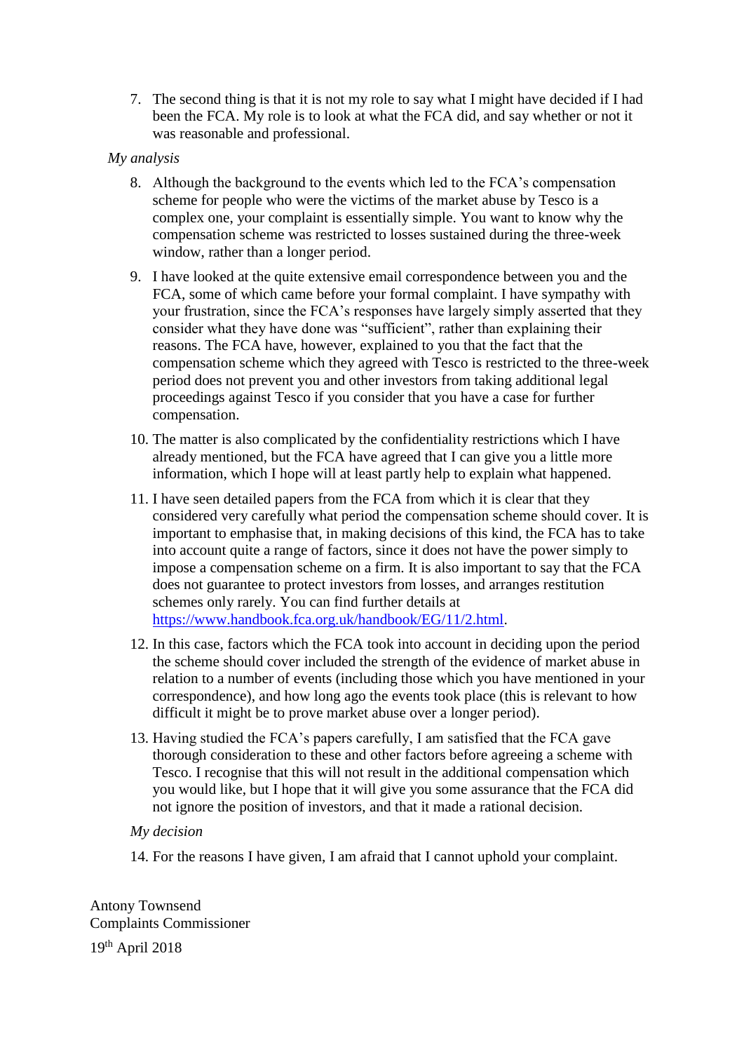7. The second thing is that it is not my role to say what I might have decided if I had been the FCA. My role is to look at what the FCA did, and say whether or not it was reasonable and professional.

*My analysis*

8. Although the background to the events which led to the FCA's compensation scheme for people who were the victims of the market abuse by Tesco is a complex one, your complaint is essentially simple. You want to know why the compensation scheme was restricted to losses sustained during the three-week window, rather than a longer period.

9. I have looked at the quite extensive email correspondence between you and the FCA, some of which came before your formal complaint. I have sympathy with your frustration, since the FCA's responses have largely simply asserted that they consider what they have done was "sufficient", rather than explaining their reasons. The FCA have, however, explained to you that the fact that the compensation scheme which they agreed with Tesco is restricted to the three-week period does not prevent you and other investors from taking additional legal proceedings against Tesco if you consider that you have a case for further compensation.

10. The matter is also complicated by the confidentiality restrictions which I have already mentioned, but the FCA have agreed that I can give you a little more information, which I hope will at least partly help to explain what happened.

11. I have seen detailed papers from the FCA from which it is clear that they considered very carefully what period the compensation scheme should cover. It is important to emphasise that, in making decisions of this kind, the FCA has to take into account quite a range of factors, since it does not have the power simply to impose a compensation scheme on a firm. It is also important to say that the FCA does not guarantee to protect investors from losses, and arranges restitution schemes only rarely. You can find further details at [https://www.handbook.fca.org.uk/handbook/EG/11/2.html](https://www.handbook.fca.org.uk/handbook/EG/11/2.html).

12. In this case, factors which the FCA took into account in deciding upon the period the scheme should cover included the strength of the evidence of market abuse in relation to a number of events (including those which you have mentioned in your correspondence), and how long ago the events took place (this is relevant to how difficult it might be to prove market abuse over a longer period).

13. Having studied the FCA's papers carefully, I am satisfied that the FCA gave thorough consideration to these and other factors before agreeing a scheme with Tesco. I recognise that this will not result in the additional compensation which you would like, but I hope that it will give you some assurance that the FCA did not ignore the position of investors, and that it made a rational decision.

*My decision*

14. For the reasons I have given, I am afraid that I cannot uphold your complaint.

Antony Townsend
Complaints Commissioner

19th April 2018